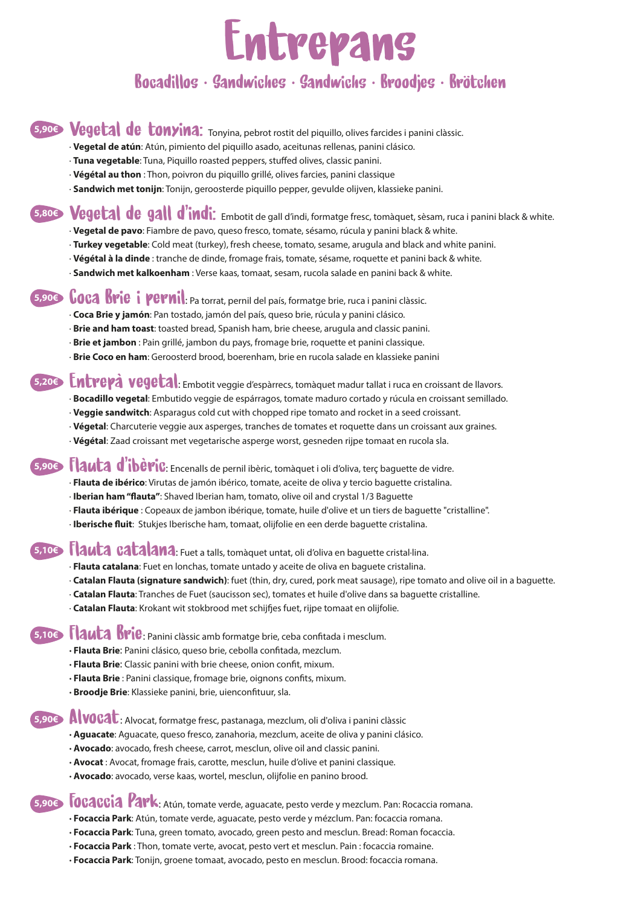# Entrepans

## Bocadillos · Sandwiches · Sandwichs · Broodjes · Brötchen

### 5,90€ Vegetal de tonyina: Tonyina, pebrot rostit del piquillo, olives farcides i panini clàssic.

· **Vegetal de atún**: Atún, pimiento del piquillo asado, aceitunas rellenas, panini clásico.
· **Tuna vegetable**: Tuna, Piquillo roasted peppers, stuffed olives, classic panini.
· **Végétal au thon** : Thon, poivron du piquillo grillé, olives farcies, panini classique
· **Sandwich met tonijn**: Tonijn, geroosterde piquillo pepper, gevulde olijven, klassieke panini.

### 5,80€ Vegetal de gall d'indi: Embotit de gall d'indi, formatge fresc, tomàquet, sèsam, ruca i panini black & white.

· **Vegetal de pavo**: Fiambre de pavo, queso fresco, tomate, sésamo, rúcula y panini black & white.
· **Turkey vegetable**: Cold meat (turkey), fresh cheese, tomato, sesame, arugula and black and white panini.
· **Végétal à la dinde** : tranche de dinde, fromage frais, tomate, sésame, roquette et panini back & white.
· **Sandwich met kalkoenham** : Verse kaas, tomaat, sesam, rucola salade en panini back & white.

### 5,90€ Coca Brie i pernil: Pa torrat, pernil del país, formatge brie, ruca i panini clàssic.

· **Coca Brie y jamón**: Pan tostado, jamón del país, queso brie, rúcula y panini clásico.
· **Brie and ham toast**: toasted bread, Spanish ham, brie cheese, arugula and classic panini.
· **Brie et jambon** : Pain grillé, jambon du pays, fromage brie, roquette et panini classique.
· **Brie Coco en ham**: Geroosterd brood, boerenham, brie en rucola salade en klassieke panini

### 5,20€ Entrepà vegetal: Embotit veggie d'espàrrecs, tomàquet madur tallat i ruca en croissant de llavors.

· **Bocadillo vegetal**: Embutido veggie de espárragos, tomate maduro cortado y rúcula en croissant semillado.
· **Veggie sandwitch**: Asparagus cold cut with chopped ripe tomato and rocket in a seed croissant.
· **Végétal**: Charcuterie veggie aux asperges, tranches de tomates et roquette dans un croissant aux graines.
· **Végétal**: Zaad croissant met vegetarische asperge worst, gesneden rijpe tomaat en rucola sla.

### 5,90€ Flauta d'ibèric: Encenalls de pernil ibèric, tomàquet i oli d'oliva, terç baguette de vidre.

· **Flauta de ibérico**: Virutas de jamón ibérico, tomate, aceite de oliva y tercio baguette cristalina.
· **Iberian ham "flauta"**: Shaved Iberian ham, tomato, olive oil and crystal 1/3 Baguette
· **Flauta ibérique** : Copeaux de jambon ibérique, tomate, huile d'olive et un tiers de baguette "cristalline".
· **Iberische fluit**: Stukjes Iberische ham, tomaat, olijfolie en een derde baguette cristalina.

### 5,10€ Flauta catalana: Fuet a talls, tomàquet untat, oli d'oliva en baguette cristal·lina.

· **Flauta catalana**: Fuet en lonchas, tomate untado y aceite de oliva en baguete cristalina.
· **Catalan Flauta (signature sandwich)**: fuet (thin, dry, cured, pork meat sausage), ripe tomato and olive oil in a baguette.
· **Catalan Flauta**: Tranches de Fuet (saucisson sec), tomates et huile d'olive dans sa baguette cristalline.
· **Catalan Flauta**: Krokant wit stokbrood met schijfjes fuet, rijpe tomaat en olijfolie.

### 5,10€ Flauta Brie: Panini clàssic amb formatge brie, ceba confitada i mesclum.

• **Flauta Brie**: Panini clásico, queso brie, cebolla confitada, mezclum.
• **Flauta Brie**: Classic panini with brie cheese, onion confit, mixum.
• **Flauta Brie** : Panini classique, fromage brie, oignons confits, mixum.
• **Broodje Brie**: Klassieke panini, brie, uienconfituur, sla.

### 5,90€ Alvocat: Alvocat, formatge fresc, pastanaga, mezclum, oli d'oliva i panini clàssic

• **Aguacate**: Aguacate, queso fresco, zanahoria, mezclum, aceite de oliva y panini clásico.
• **Avocado**: avocado, fresh cheese, carrot, mesclun, olive oil and classic panini.
• **Avocat** : Avocat, fromage frais, carotte, mesclun, huile d'olive et panini classique.
• **Avocado**: avocado, verse kaas, wortel, mesclun, olijfolie en panino brood.

### 5,90€ Focaccia Park: Atún, tomate verde, aguacate, pesto verde y mezclum. Pan: Rocaccia romana.

• **Focaccia Park**: Atún, tomate verde, aguacate, pesto verde y mézclum. Pan: focaccia romana.
• **Focaccia Park**: Tuna, green tomato, avocado, green pesto and mesclun. Bread: Roman focaccia.
• **Focaccia Park** : Thon, tomate verte, avocat, pesto vert et mesclun. Pain : focaccia romaine.
• **Focaccia Park**: Tonijn, groene tomaat, avocado, pesto en mesclun. Brood: focaccia romana.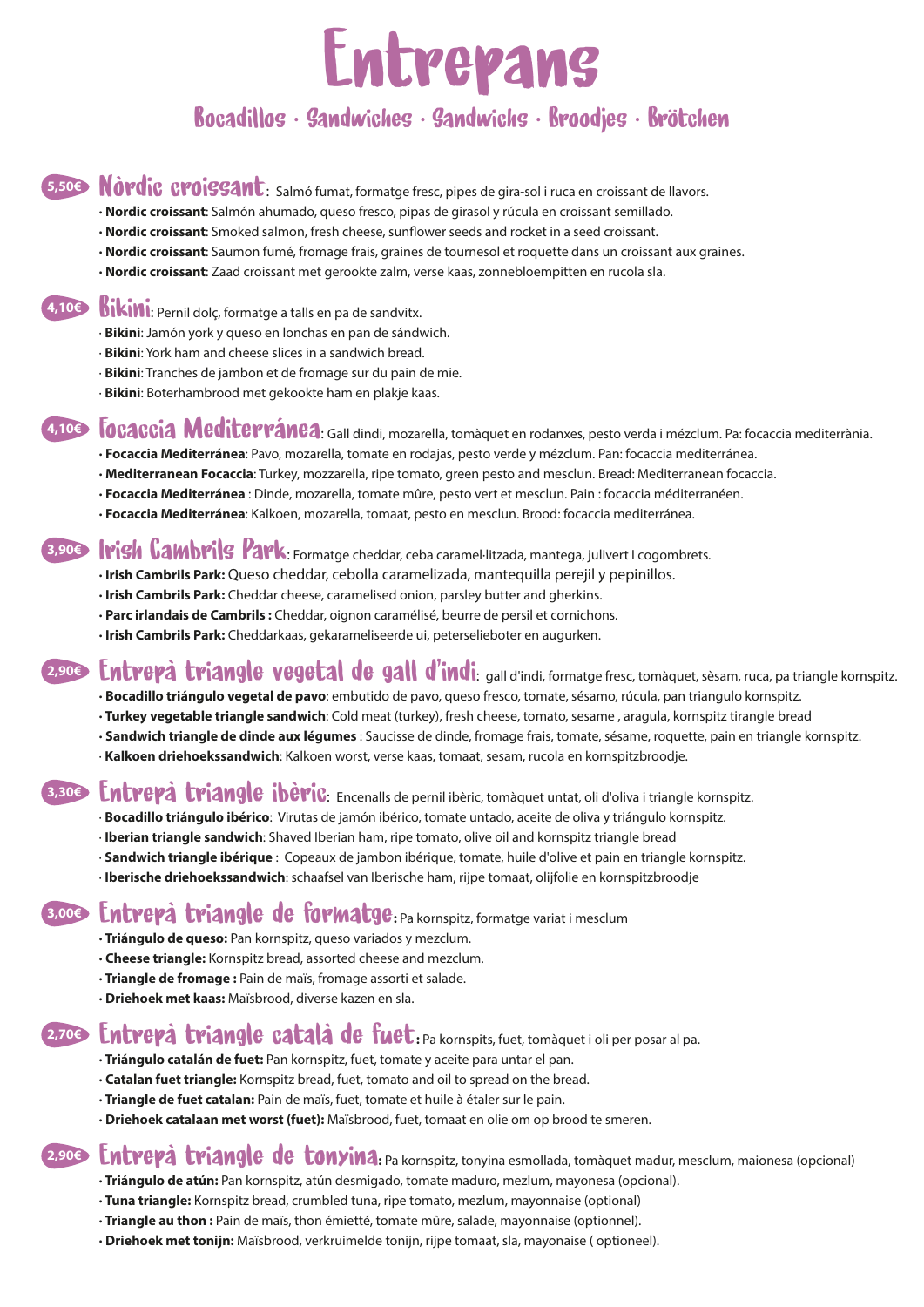# Entrepans

## Bocadillos · Sandwiches · Sandwichs · Broodjes · Brötchen

**5,50€** **Nòrdic croissant**: Salmó fumat, formatge fresc, pipes de gira-sol i ruca en croissant de llavors.

- **Nordic croissant**: Salmón ahumado, queso fresco, pipas de girasol y rúcula en croissant semillado.
- **Nordic croissant**: Smoked salmon, fresh cheese, sunflower seeds and rocket in a seed croissant.
- **Nordic croissant**: Saumon fumé, fromage frais, graines de tournesol et roquette dans un croissant aux graines.
- **Nordic croissant**: Zaad croissant met gerookte zalm, verse kaas, zonnebloempitten en rucola sla.

**4,10€** **Bikini**: Pernil dolç, formatge a talls en pa de sandvitx.

- **Bikini**: Jamón york y queso en lonchas en pan de sándwich.
- **Bikini**: York ham and cheese slices in a sandwich bread.
- **Bikini**: Tranches de jambon et de fromage sur du pain de mie.
- **Bikini**: Boterhambrood met gekookte ham en plakje kaas.

**4,10€** **Focaccia Mediterránea**: Gall dindi, mozarella, tomàquet en rodanxes, pesto verda i mézclum. Pa: focaccia mediterrània.

- **Focaccia Mediterránea**: Pavo, mozarella, tomate en rodajas, pesto verde y mézclum. Pan: focaccia mediterránea.
- **Mediterranean Focaccia**: Turkey, mozzarella, ripe tomato, green pesto and mesclun. Bread: Mediterranean focaccia.
- **Focaccia Mediterránea** : Dinde, mozarella, tomate mûre, pesto vert et mesclun. Pain : focaccia méditerranéen.
- **Focaccia Mediterránea**: Kalkoen, mozarella, tomaat, pesto en mesclun. Brood: focaccia mediterránea.

**3,90€** **Irish Cambrils Park**: Formatge cheddar, ceba caramel·litzada, mantega, julivert I cogombrets.

- **Irish Cambrils Park:** Queso cheddar, cebolla caramelizada, mantequilla perejil y pepinillos.
- **Irish Cambrils Park:** Cheddar cheese, caramelised onion, parsley butter and gherkins.
- **Parc irlandais de Cambrils :** Cheddar, oignon caramélisé, beurre de persil et cornichons.
- **Irish Cambrils Park:** Cheddarkaas, gekarameliseerde ui, peterselieboter en augurken.

**2,90€** **Entrepà triangle vegetal de gall d'indi**: gall d'indi, formatge fresc, tomàquet, sèsam, ruca, pa triangle kornspitz.

- **Bocadillo triángulo vegetal de pavo**: embutido de pavo, queso fresco, tomate, sésamo, rúcula, pan triangulo kornspitz.
- **Turkey vegetable triangle sandwich**: Cold meat (turkey), fresh cheese, tomato, sesame , aragula, kornspitz tirangle bread
- **Sandwich triangle de dinde aux légumes** : Saucisse de dinde, fromage frais, tomate, sésame, roquette, pain en triangle kornspitz.
- **Kalkoen driehoekssandwich**: Kalkoen worst, verse kaas, tomaat, sesam, rucola en kornspitzbroodje.

**3,30€** **Entrepà triangle ibèric**: Encenalls de pernil ibèric, tomàquet untat, oli d'oliva i triangle kornspitz.

- **Bocadillo triángulo ibérico**: Virutas de jamón ibérico, tomate untado, aceite de oliva y triángulo kornspitz.
- **Iberian triangle sandwich**: Shaved Iberian ham, ripe tomato, olive oil and kornspitz triangle bread
- **Sandwich triangle ibérique** : Copeaux de jambon ibérique, tomate, huile d'olive et pain en triangle kornspitz.
- **Iberische driehoekssandwich**: schaafsel van Iberische ham, rijpe tomaat, olijfolie en kornspitzbroodje

**3,00€** **Entrepà triangle de formatge:** Pa kornspitz, formatge variat i mesclum

- **Triángulo de queso:** Pan kornspitz, queso variados y mezclum.
- **Cheese triangle:** Kornspitz bread, assorted cheese and mezclum.
- **Triangle de fromage :** Pain de maïs, fromage assorti et salade.
- **Driehoek met kaas:** Maïsbrood, diverse kazen en sla.

**2,70€** **Entrepà triangle català de fuet:** Pa kornspits, fuet, tomàquet i oli per posar al pa.

- **Triángulo catalán de fuet:** Pan kornspitz, fuet, tomate y aceite para untar el pan.
- **Catalan fuet triangle:** Kornspitz bread, fuet, tomato and oil to spread on the bread.
- **Triangle de fuet catalan:** Pain de maïs, fuet, tomate et huile à étaler sur le pain.
- **Driehoek catalaan met worst (fuet):** Maïsbrood, fuet, tomaat en olie om op brood te smeren.

**2,90€** **Entrepà triangle de tonyina:** Pa kornspitz, tonyina esmollada, tomàquet madur, mesclum, maionesa (opcional)

- **Triángulo de atún:** Pan kornspitz, atún desmigado, tomate maduro, mezlum, mayonesa (opcional).
- **Tuna triangle:** Kornspitz bread, crumbled tuna, ripe tomato, mezlum, mayonnaise (optional)
- **Triangle au thon :** Pain de maïs, thon émietté, tomate mûre, salade, mayonnaise (optionnel).
- **Driehoek met tonijn:** Maïsbrood, verkruimelde tonijn, rijpe tomaat, sla, mayonaise ( optioneel).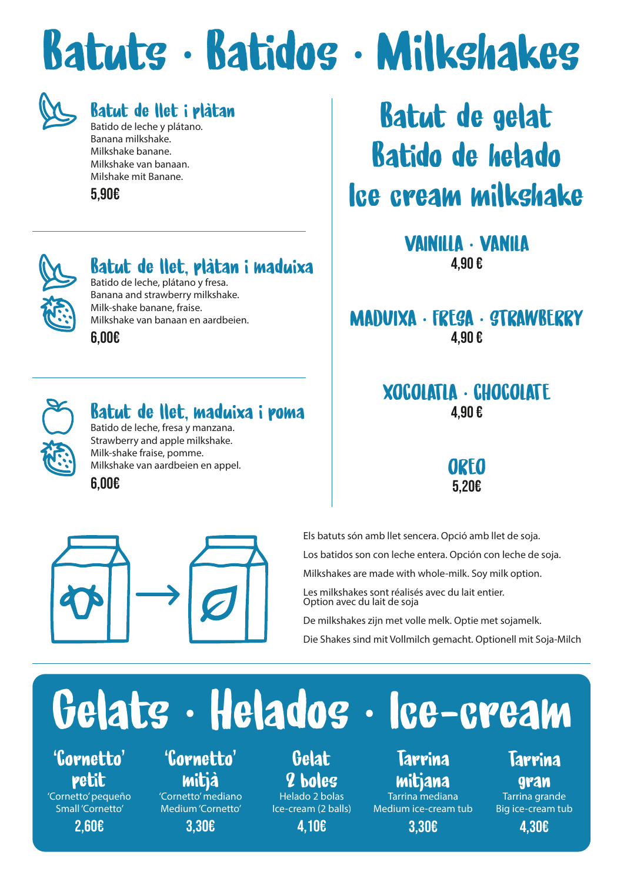# Batuts · Batidos · Milkshakes

## Batut de llet i plàtan

Batido de leche y plátano.
Banana milkshake.
Milkshake banane.
Milkshake van banaan.
Milshake mit Banane.

**5,90€**

## Batut de llet, plàtan i maduixa

Batido de leche, plátano y fresa.
Banana and strawberry milkshake.
Milk-shake banane, fraise.
Milkshake van banaan en aardbeien.

**6,00€**

## Batut de llet, maduixa i poma

Batido de leche, fresa y manzana.
Strawberry and apple milkshake.
Milk-shake fraise, pomme.
Milkshake van aardbeien en appel.

**6,00€**

## Batut de gelat
## Batido de helado
## Ice cream milkshake

**VAINILLA · VANILA**
4,90 €

**MADUIXA · FRESA · STRAWBERRY**
4,90 €

**XOCOLATA · CHOCOLATE**
4,90 €

**OREO**
5,20€

Els batuts són amb llet sencera. Opció amb llet de soja.

Los batidos son con leche entera. Opción con leche de soja.

Milkshakes are made with whole-milk. Soy milk option.

Les milkshakes sont réalisés avec du lait entier.
Option avec du lait de soja

De milkshakes zijn met volle melk. Optie met sojamelk.

Die Shakes sind mit Vollmilch gemacht. Optionell mit Soja-Milch

# Gelats · Helados · Ice-cream

**'Cornetto' petit**
'Cornetto' pequeño
Small 'Cornetto'
**2,60€**

**'Cornetto' mitjà**
'Cornetto' mediano
Medium 'Cornetto'
**3,30€**

**Gelat 2 boles**
Helado 2 bolas
Ice-cream (2 balls)
**4,10€**

**Tarrina mitjana**
Tarrina mediana
Medium ice-cream tub
**3,30€**

**Tarrina gran**
Tarrina grande
Big ice-cream tub
**4,30€**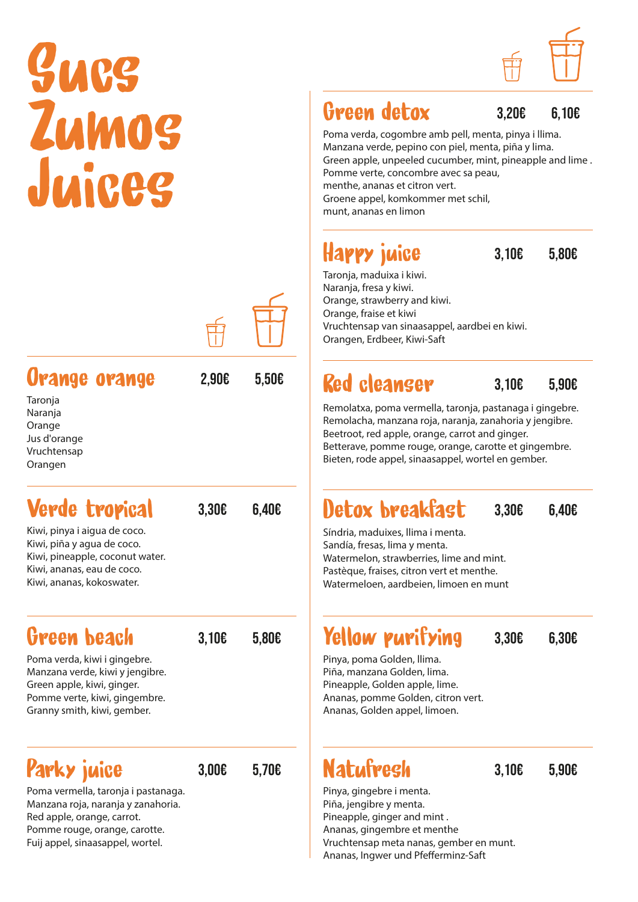# Sucs Zumos Juices

## Orange orange — 2,90€ | 5,50€

Taronja
Naranja
Orange
Jus d'orange
Vruchtensap
Orangen

## Verde tropical — 3,30€ | 6,40€

Kiwi, pinya i aigua de coco.
Kiwi, piña y agua de coco.
Kiwi, pineapple, coconut water.
Kiwi, ananas, eau de coco.
Kiwi, ananas, kokoswater.

## Green beach — 3,10€ | 5,80€

Poma verda, kiwi i gingebre.
Manzana verde, kiwi y jengibre.
Green apple, kiwi, ginger.
Pomme verte, kiwi, gingembre.
Granny smith, kiwi, gember.

## Parky juice — 3,00€ | 5,70€

Poma vermella, taronja i pastanaga.
Manzana roja, naranja y zanahoria.
Red apple, orange, carrot.
Pomme rouge, orange, carotte.
Fuij appel, sinaasappel, wortel.

## Green detox — 3,20€ | 6,10€

Poma verda, cogombre amb pell, menta, pinya i llima.
Manzana verde, pepino con piel, menta, piña y lima.
Green apple, unpeeled cucumber, mint, pineapple and lime .
Pomme verte, concombre avec sa peau,
menthe, ananas et citron vert.
Groene appel, komkommer met schil,
munt, ananas en limon

## Happy juice — 3,10€ | 5,80€

Taronja, maduixa i kiwi.
Naranja, fresa y kiwi.
Orange, strawberry and kiwi.
Orange, fraise et kiwi
Vruchtensap van sinaasappel, aardbei en kiwi.
Orangen, Erdbeer, Kiwi-Saft

## Red cleanser — 3,10€ | 5,90€

Remolatxa, poma vermella, taronja, pastanaga i gingebre.
Remolacha, manzana roja, naranja, zanahoria y jengibre.
Beetroot, red apple, orange, carrot and ginger.
Betterave, pomme rouge, orange, carotte et gingembre.
Bieten, rode appel, sinaasappel, wortel en gember.

## Detox breakfast — 3,30€ | 6,40€

Síndria, maduixes, llima i menta.
Sandía, fresas, lima y menta.
Watermelon, strawberries, lime and mint.
Pastèque, fraises, citron vert et menthe.
Watermeloen, aardbeien, limoen en munt

## Yellow purifying — 3,30€ | 6,30€

Pinya, poma Golden, llima.
Piña, manzana Golden, lima.
Pineapple, Golden apple, lime.
Ananas, pomme Golden, citron vert.
Ananas, Golden appel, limoen.

## Natufresh — 3,10€ | 5,90€

Pinya, gingebre i menta.
Piña, jengibre y menta.
Pineapple, ginger and mint .
Ananas, gingembre et menthe
Vruchtensap meta nanas, gember en munt.
Ananas, Ingwer und Pfefferminz-Saft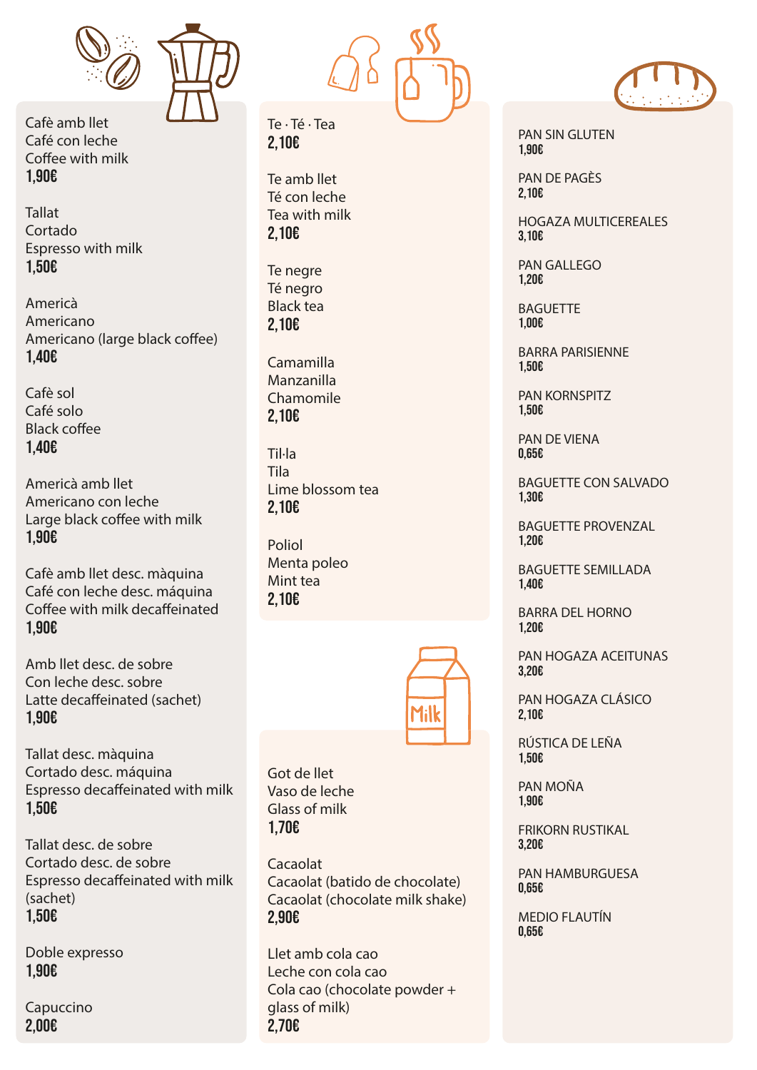Cafè amb llet
Café con leche
Coffee with milk
**1,90€**

Tallat
Cortado
Espresso with milk
**1,50€**

Americà
Americano
Americano (large black coffee)
**1,40€**

Cafè sol
Café solo
Black coffee
**1,40€**

Americà amb llet
Americano con leche
Large black coffee with milk
**1,90€**

Cafè amb llet desc. màquina
Café con leche desc. máquina
Coffee with milk decaffeinated
**1,90€**

Amb llet desc. de sobre
Con leche desc. sobre
Latte decaffeinated (sachet)
**1,90€**

Tallat desc. màquina
Cortado desc. máquina
Espresso decaffeinated with milk
**1,50€**

Tallat desc. de sobre
Cortado desc. de sobre
Espresso decaffeinated with milk (sachet)
**1,50€**

Doble expresso
**1,90€**

Capuccino
**2,00€**

Te · Té · Tea
**2,10€**

Te amb llet
Té con leche
Tea with milk
**2,10€**

Te negre
Té negro
Black tea
**2,10€**

Camamilla
Manzanilla
Chamomile
**2,10€**

Til·la
Tila
Lime blossom tea
**2,10€**

Poliol
Menta poleo
Mint tea
**2,10€**

Got de llet
Vaso de leche
Glass of milk
**1,70€**

Cacaolat
Cacaolat (batido de chocolate)
Cacaolat (chocolate milk shake)
**2,90€**

Llet amb cola cao
Leche con cola cao
Cola cao (chocolate powder + glass of milk)
**2,70€**

PAN SIN GLUTEN
**1,90€**

PAN DE PAGÈS
**2,10€**

HOGAZA MULTICEREALES
**3,10€**

PAN GALLEGO
**1,20€**

BAGUETTE
**1,00€**

BARRA PARISIENNE
**1,50€**

PAN KORNSPITZ
**1,50€**

PAN DE VIENA
**0,65€**

BAGUETTE CON SALVADO
**1,30€**

BAGUETTE PROVENZAL
**1,20€**

BAGUETTE SEMILLADA
**1,40€**

BARRA DEL HORNO
**1,20€**

PAN HOGAZA ACEITUNAS
**3,20€**

PAN HOGAZA CLÁSICO
**2,10€**

RÚSTICA DE LEÑA
**1,50€**

PAN MOÑA
**1,90€**

FRIKORN RUSTIKAL
**3,20€**

PAN HAMBURGUESA
**0,65€**

MEDIO FLAUTÍN
**0,65€**